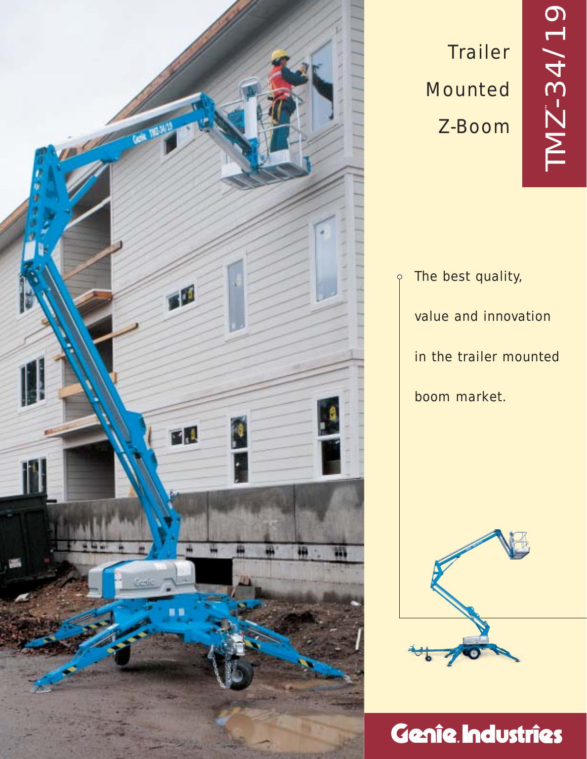# TMZ-34/19

## Trailer Mounted Z-Boom

The best quality, value and innovation in the trailer mounted boom market.

**Genie Industries**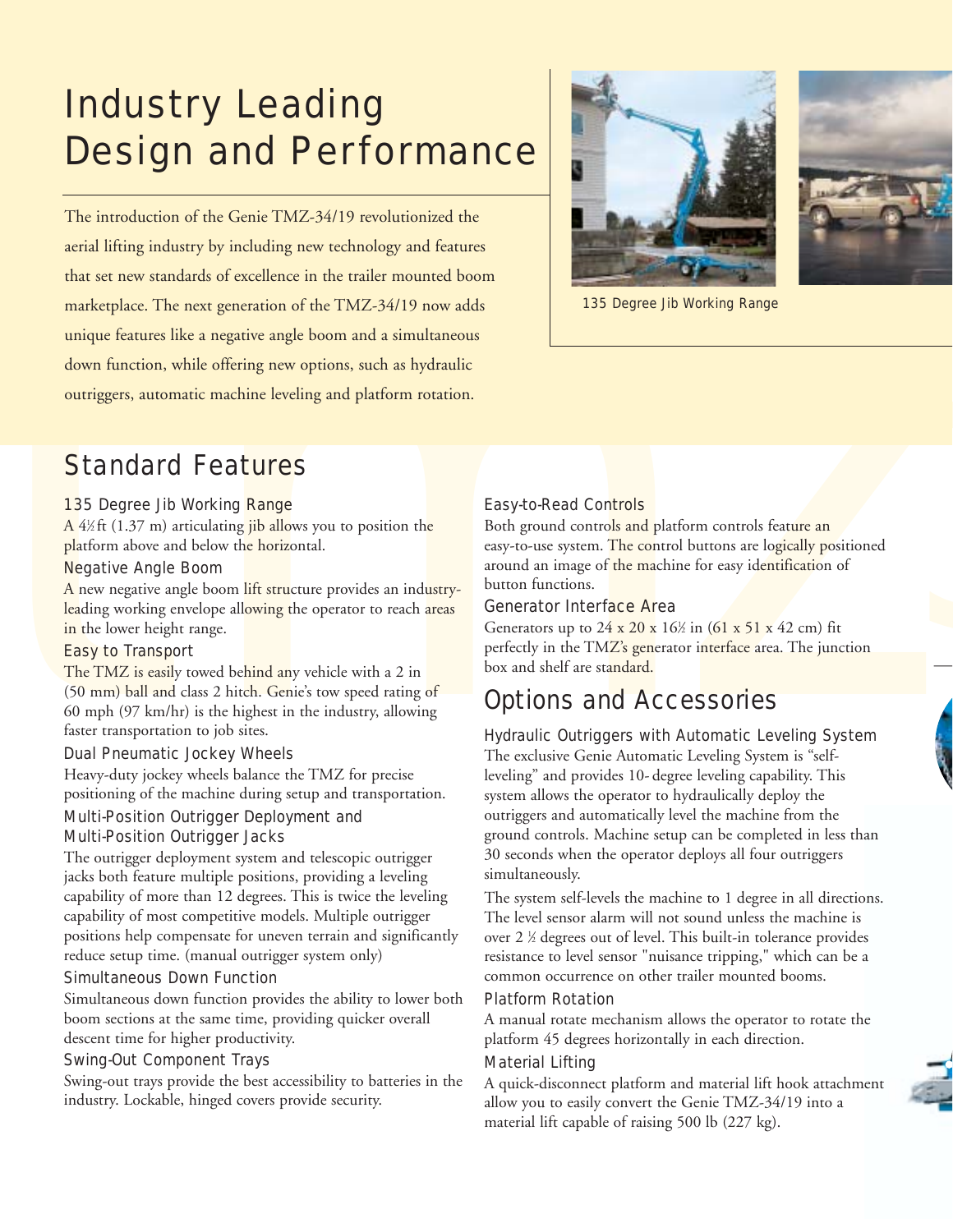# Industry Leading Design and Performance

The introduction of the Genie TMZ-34/19 revolutionized the aerial lifting industry by including new technology and features that set new standards of excellence in the trailer mounted boom marketplace. The next generation of the TMZ-34/19 now adds unique features like a negative angle boom and a simultaneous down function, while offering new options, such as hydraulic outriggers, automatic machine leveling and platform rotation.

135 Degree Jib Working Range

## Standard Features

### 135 Degree Jib Working Range

A 4½ ft (1.37 m) articulating jib allows you to position the platform above and below the horizontal.

### Negative Angle Boom

A new negative angle boom lift structure provides an industry-leading working envelope allowing the operator to reach areas in the lower height range.

### Easy to Transport

The TMZ is easily towed behind any vehicle with a 2 in (50 mm) ball and class 2 hitch. Genie's tow speed rating of 60 mph (97 km/hr) is the highest in the industry, allowing faster transportation to job sites.

### Dual Pneumatic Jockey Wheels

Heavy-duty jockey wheels balance the TMZ for precise positioning of the machine during setup and transportation.

### Multi-Position Outrigger Deployment and Multi-Position Outrigger Jacks

The outrigger deployment system and telescopic outrigger jacks both feature multiple positions, providing a leveling capability of more than 12 degrees. This is twice the leveling capability of most competitive models. Multiple outrigger positions help compensate for uneven terrain and significantly reduce setup time. (manual outrigger system only)

### Simultaneous Down Function

Simultaneous down function provides the ability to lower both boom sections at the same time, providing quicker overall descent time for higher productivity.

### Swing-Out Component Trays

Swing-out trays provide the best accessibility to batteries in the industry. Lockable, hinged covers provide security.

### Easy-to-Read Controls

Both ground controls and platform controls feature an easy-to-use system. The control buttons are logically positioned around an image of the machine for easy identification of button functions.

### Generator Interface Area

Generators up to 24 x 20 x 16½ in (61 x 51 x 42 cm) fit perfectly in the TMZ's generator interface area. The junction box and shelf are standard.

## Options and Accessories

### Hydraulic Outriggers with Automatic Leveling System

The exclusive Genie Automatic Leveling System is "self-leveling" and provides 10- degree leveling capability. This system allows the operator to hydraulically deploy the outriggers and automatically level the machine from the ground controls. Machine setup can be completed in less than 30 seconds when the operator deploys all four outriggers simultaneously.

The system self-levels the machine to 1 degree in all directions. The level sensor alarm will not sound unless the machine is over 2 ½ degrees out of level. This built-in tolerance provides resistance to level sensor "nuisance tripping," which can be a common occurrence on other trailer mounted booms.

### Platform Rotation

A manual rotate mechanism allows the operator to rotate the platform 45 degrees horizontally in each direction.

### Material Lifting

A quick-disconnect platform and material lift hook attachment allow you to easily convert the Genie TMZ-34/19 into a material lift capable of raising 500 lb (227 kg).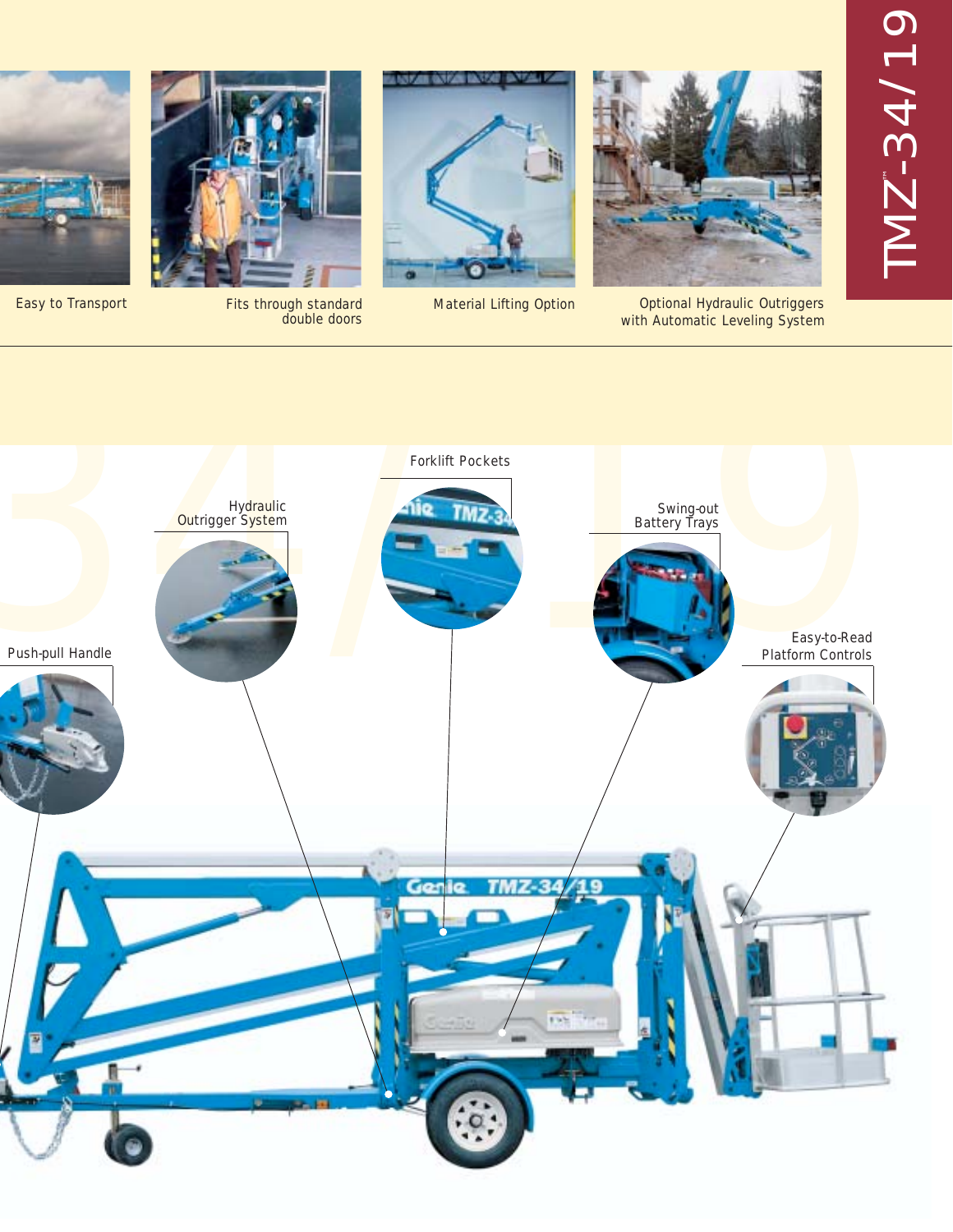# TMZ™-34/19

Easy to Transport

Fits through standard double doors

Material Lifting Option

Optional Hydraulic Outriggers with Automatic Leveling System

Forklift Pockets

Hydraulic Outrigger System

Swing-out Battery Trays

Push-pull Handle

Easy-to-Read Platform Controls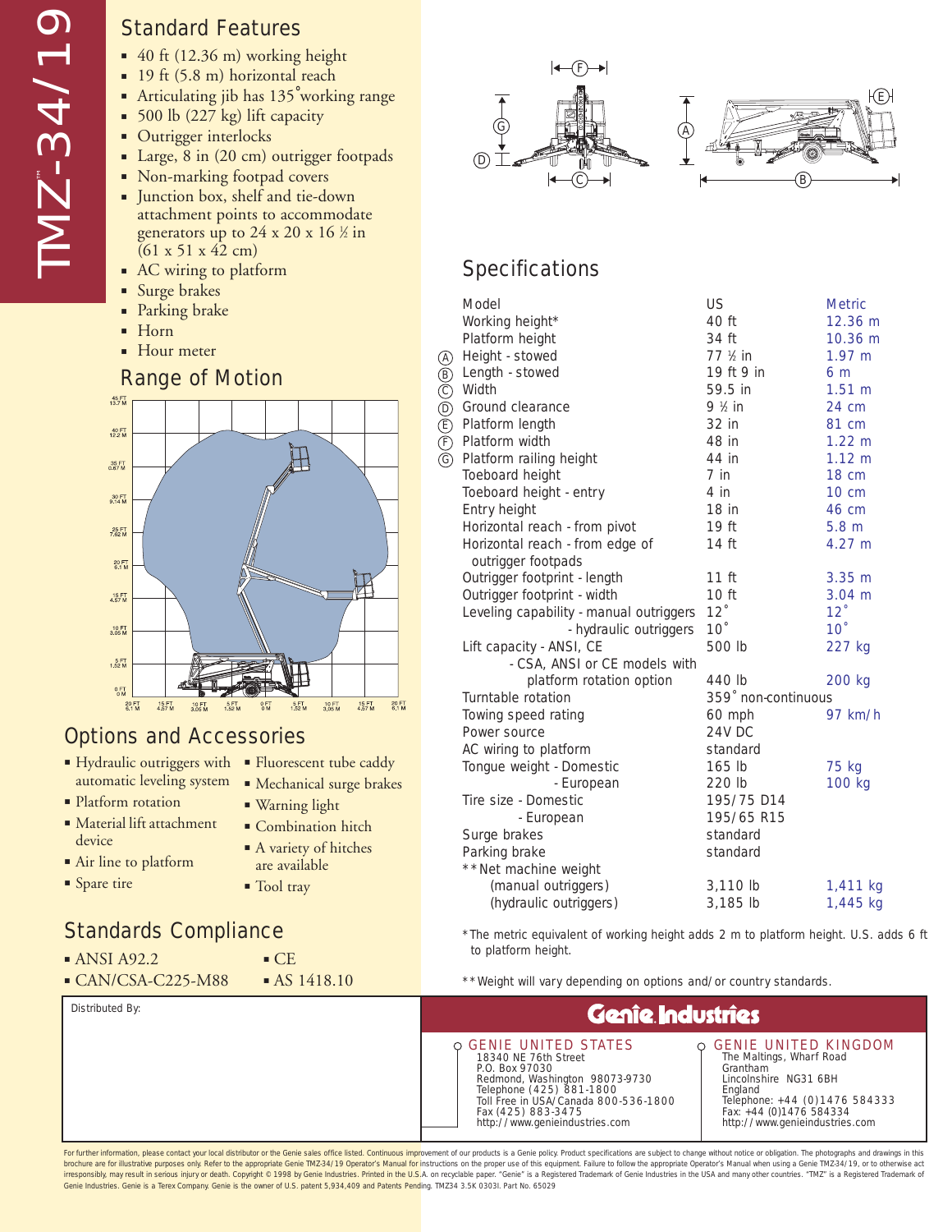# TMZ-34/19

## Standard Features

- 40 ft (12.36 m) working height
- 19 ft (5.8 m) horizontal reach
- Articulating jib has 135° working range
- 500 lb (227 kg) lift capacity
- Outrigger interlocks
- Large, 8 in (20 cm) outrigger footpads
- Non-marking footpad covers
- Junction box, shelf and tie-down attachment points to accommodate generators up to 24 x 20 x 16 ½ in (61 x 51 x 42 cm)
- AC wiring to platform
- Surge brakes
- Parking brake
- Horn
- Hour meter

## Range of Motion

45 FT 13.7 M
40 FT 12.2 M
35 FT 0.67 M
30 FT 9.14 M
25 FT 7.62 M
20 FT 6.1 M
15 FT 4.57 M
10 FT 3.05 M
5 FT 1.52 M
0 FT 0 M

20 FT 6.1 M | 15 FT 4.57 M | 10 FT 3.05 M | 5 FT 1.52 M | 0 FT 0 M | 5 FT 1.52 M | 10 FT 3.05 M | 15 FT 4.57 M | 20 FT 6.1 M

## Options and Accessories

- Hydraulic outriggers with automatic leveling system
- Platform rotation
- Material lift attachment device
- Air line to platform
- Spare tire
- Fluorescent tube caddy
- Mechanical surge brakes
- Warning light
- Combination hitch
- A variety of hitches are available
- Tool tray

## Standards Compliance

- ANSI A92.2
- CAN/CSA-C225-M88
- CE
- AS 1418.10

Distributed By:

F, G, D, C, A, E, B

## Specifications

| | Model | US | Metric |
|---|---|---|---|
| | Working height* | 40 ft | 12.36 m |
| | Platform height | 34 ft | 10.36 m |
| A | Height - stowed | 77 ½ in | 1.97 m |
| B | Length - stowed | 19 ft 9 in | 6 m |
| C | Width | 59.5 in | 1.51 m |
| D | Ground clearance | 9 ½ in | 24 cm |
| E | Platform length | 32 in | 81 cm |
| F | Platform width | 48 in | 1.22 m |
| G | Platform railing height | 44 in | 1.12 m |
| | Toeboard height | 7 in | 18 cm |
| | Toeboard height - entry | 4 in | 10 cm |
| | Entry height | 18 in | 46 cm |
| | Horizontal reach - from pivot | 19 ft | 5.8 m |
| | Horizontal reach - from edge of outrigger footpads | 14 ft | 4.27 m |
| | Outrigger footprint - length | 11 ft | 3.35 m |
| | Outrigger footprint - width | 10 ft | 3.04 m |
| | Leveling capability - manual outriggers | 12° | 12° |
| | - hydraulic outriggers | 10° | 10° |
| | Lift capacity - ANSI, CE | 500 lb | 227 kg |
| | - CSA, ANSI or CE models with platform rotation option | 440 lb | 200 kg |
| | Turntable rotation | 359° non-continuous | |
| | Towing speed rating | 60 mph | 97 km/h |
| | Power source | 24V DC | |
| | AC wiring to platform | standard | |
| | Tongue weight - Domestic | 165 lb | 75 kg |
| | - European | 220 lb | 100 kg |
| | Tire size - Domestic | 195/75 D14 | |
| | - European | 195/65 R15 | |
| | Surge brakes | standard | |
| | Parking brake | standard | |
| | **Net machine weight (manual outriggers) | 3,110 lb | 1,411 kg |
| | (hydraulic outriggers) | 3,185 lb | 1,445 kg |

*The metric equivalent of working height adds 2 m to platform height. U.S. adds 6 ft to platform height.

**Weight will vary depending on options and/or country standards.

**Genie Industries**

GENIE UNITED STATES
18340 NE 76th Street
P.O. Box 97030
Redmond, Washington 98073-9730
Telephone (425) 881-1800
Toll Free in USA/Canada 800-536-1800
Fax (425) 883-3475
http://www.genieindustries.com

GENIE UNITED KINGDOM
The Maltings, Wharf Road
Grantham
Lincolnshire NG31 6BH
England
Telephone: +44 (0)1476 584333
Fax: +44 (0)1476 584334
http://www.genieindustries.com

For further information, please contact your local distributor or the Genie sales office listed. Continuous improvement of our products is a Genie policy. Product specifications are subject to change without notice or obligation. The photographs and drawings in this brochure are for illustrative purposes only. Refer to the appropriate Genie TMZ-34/19 Operator's Manual for instructions on the proper use of this equipment. Failure to follow the appropriate Operator's Manual when using a Genie TMZ-34/19, or to otherwise act irresponsibly, may result in serious injury or death. Copyright © 1998 by Genie Industries. Printed in the U.S.A. on recyclable paper. "Genie" is a Registered Trademark of Genie Industries in the USA and many other countries. "TMZ" is a Registered Trademark of Genie Industries. Genie is a Terex Company. Genie is the owner of U.S. patent 5,934,409 and Patents Pending. TMZ34 3.5K 0303I. Part No. 65029